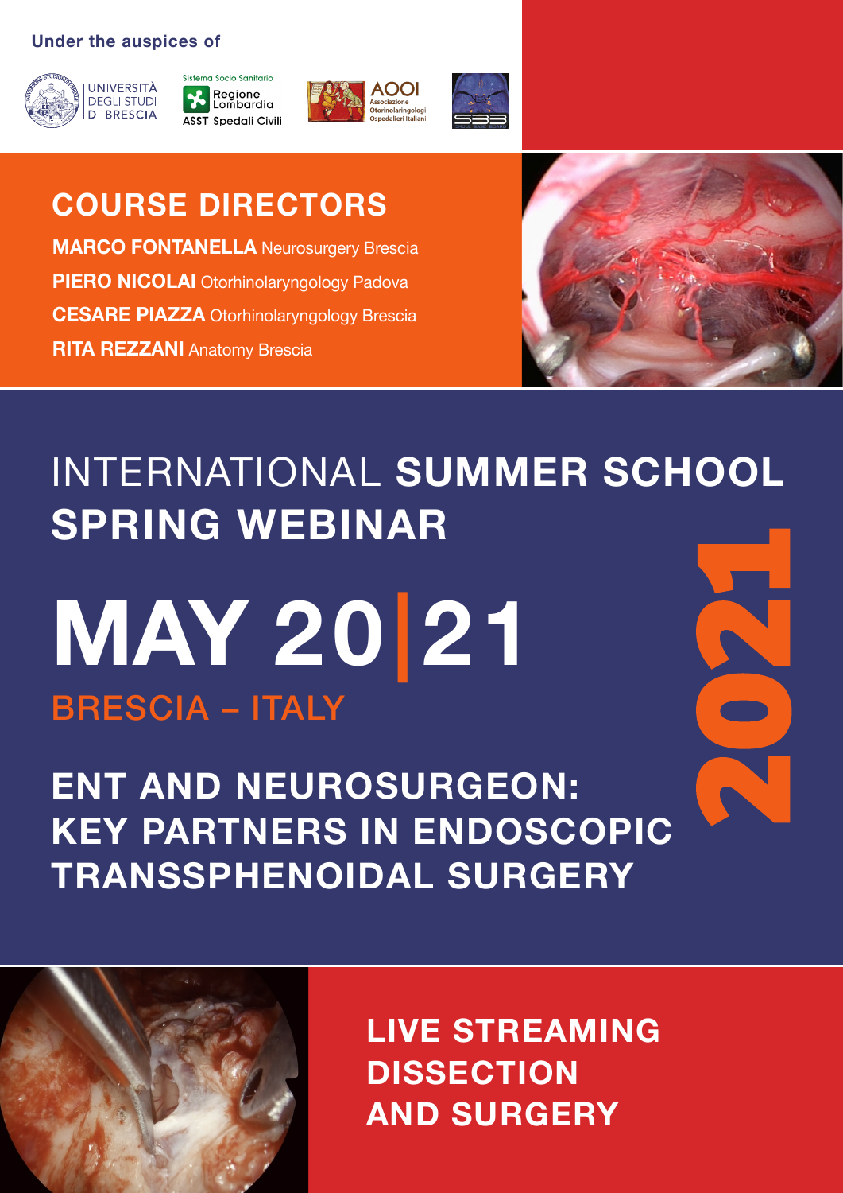Under the auspices of

UNIVERSITÀ DEGLI STUDI DI BRESCIA

Sistema Socio Sanitario Regione Lombardia ASST Spedali Civili

AOOI Associazione Otorinolaringologi Ospedalieri Italiani

## COURSE DIRECTORS

**MARCO FONTANELLA** Neurosurgery Brescia

**PIERO NICOLAI** Otorhinolaryngology Padova

**CESARE PIAZZA** Otorhinolaryngology Brescia

**RITA REZZANI** Anatomy Brescia

# INTERNATIONAL **SUMMER SCHOOL SPRING WEBINAR**

# MAY 20|21

## BRESCIA – ITALY

2021

## ENT AND NEUROSURGEON: KEY PARTNERS IN ENDOSCOPIC TRANSSPHENOIDAL SURGERY

**LIVE STREAMING DISSECTION AND SURGERY**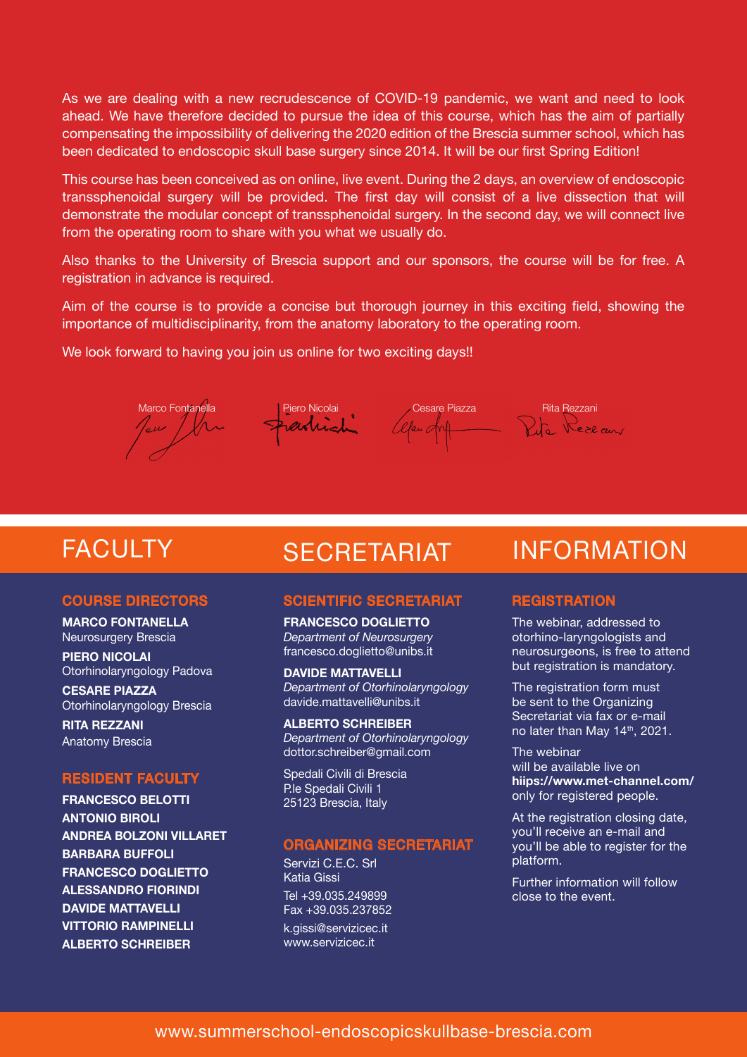As we are dealing with a new recrudescence of COVID-19 pandemic, we want and need to look ahead. We have therefore decided to pursue the idea of this course, which has the aim of partially compensating the impossibility of delivering the 2020 edition of the Brescia summer school, which has been dedicated to endoscopic skull base surgery since 2014. It will be our first Spring Edition!

This course has been conceived as on online, live event. During the 2 days, an overview of endoscopic transsphenoidal surgery will be provided. The first day will consist of a live dissection that will demonstrate the modular concept of transsphenoidal surgery. In the second day, we will connect live from the operating room to share with you what we usually do.

Also thanks to the University of Brescia support and our sponsors, the course will be for free. A registration in advance is required.

Aim of the course is to provide a concise but thorough journey in this exciting field, showing the importance of multidisciplinarity, from the anatomy laboratory to the operating room.

We look forward to having you join us online for two exciting days!!

Marco Fontanella — Piero Nicolai — Cesare Piazza — Rita Rezzani

# FACULTY

## COURSE DIRECTORS

**MARCO FONTANELLA**
Neurosurgery Brescia

**PIERO NICOLAI**
Otorhinolaryngology Padova

**CESARE PIAZZA**
Otorhinolaryngology Brescia

**RITA REZZANI**
Anatomy Brescia

## RESIDENT FACULTY

**FRANCESCO BELOTTI**
**ANTONIO BIROLI**
**ANDREA BOLZONI VILLARET**
**BARBARA BUFFOLI**
**FRANCESCO DOGLIETTO**
**ALESSANDRO FIORINDI**
**DAVIDE MATTAVELLI**
**VITTORIO RAMPINELLI**
**ALBERTO SCHREIBER**

# SECRETARIAT

## SCIENTIFIC SECRETARIAT

**FRANCESCO DOGLIETTO**
*Department of Neurosurgery*
francesco.doglietto@unibs.it

**DAVIDE MATTAVELLI**
*Department of Otorhinolaryngology*
davide.mattavelli@unibs.it

**ALBERTO SCHREIBER**
*Department of Otorhinolaryngology*
dottor.schreiber@gmail.com

Spedali Civili di Brescia
P.le Spedali Civili 1
25123 Brescia, Italy

## ORGANIZING SECRETARIAT

Servizi C.E.C. Srl
Katia Gissi

Tel +39.035.249899
Fax +39.035.237852

k.gissi@servizicec.it
www.servizicec.it

# INFORMATION

## REGISTRATION

The webinar, addressed to otorhino-laryngologists and neurosurgeons, is free to attend but registration is mandatory.

The registration form must be sent to the Organizing Secretariat via fax or e-mail no later than May 14th, 2021.

The webinar will be available live on **hiips://www.met-channel.com/** only for registered people.

At the registration closing date, you'll receive an e-mail and you'll be able to register for the platform.

Further information will follow close to the event.

www.summerschool-endoscopicskullbase-brescia.com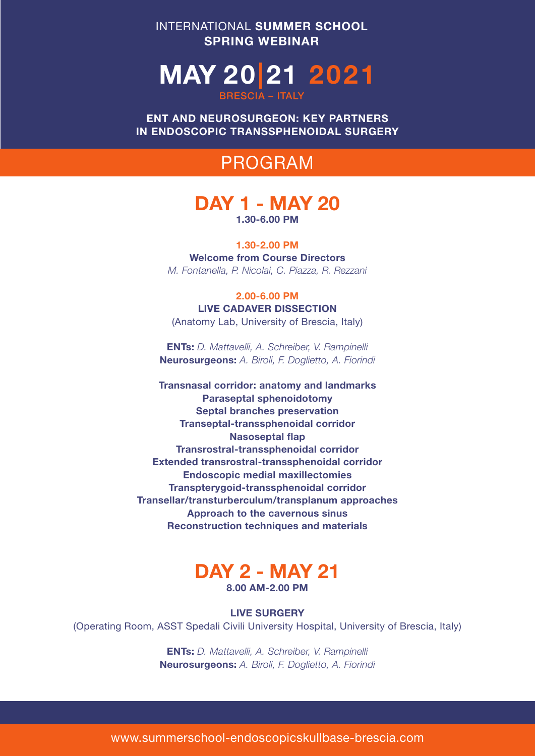INTERNATIONAL **SUMMER SCHOOL**
**SPRING WEBINAR**

# MAY 20|21 2021

BRESCIA – ITALY

**ENT AND NEUROSURGEON: KEY PARTNERS IN ENDOSCOPIC TRANSSPHENOIDAL SURGERY**

# PROGRAM

## DAY 1 - MAY 20

**1.30-6.00 PM**

**1.30-2.00 PM**

**Welcome from Course Directors**
*M. Fontanella, P. Nicolai, C. Piazza, R. Rezzani*

**2.00-6.00 PM**

**LIVE CADAVER DISSECTION**
(Anatomy Lab, University of Brescia, Italy)

**ENTs:** *D. Mattavelli, A. Schreiber, V. Rampinelli*
**Neurosurgeons:** *A. Biroli, F. Doglietto, A. Fiorindi*

**Transnasal corridor: anatomy and landmarks**
**Paraseptal sphenoidotomy**
**Septal branches preservation**
**Transeptal-transsphenoidal corridor**
**Nasoseptal flap**
**Transrostral-transsphenoidal corridor**
**Extended transrostral-transsphenoidal corridor**
**Endoscopic medial maxillectomies**
**Transpterygoid-transsphenoidal corridor**
**Transellar/transturberculum/transplanum approaches**
**Approach to the cavernous sinus**
**Reconstruction techniques and materials**

## DAY 2 - MAY 21

**8.00 AM-2.00 PM**

**LIVE SURGERY**
(Operating Room, ASST Spedali Civili University Hospital, University of Brescia, Italy)

**ENTs:** *D. Mattavelli, A. Schreiber, V. Rampinelli*
**Neurosurgeons:** *A. Biroli, F. Doglietto, A. Fiorindi*

www.summerschool-endoscopicskullbase-brescia.com